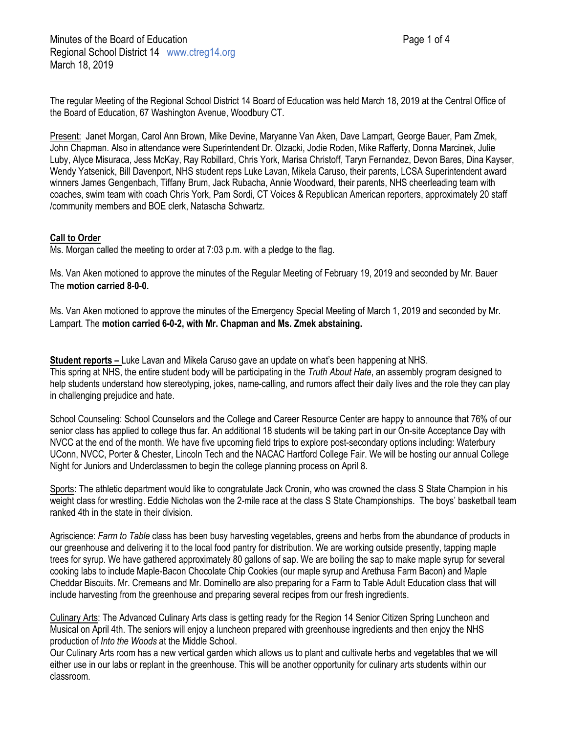Minutes of the Board of Education
Regional School District 14 www.ctreg14.org
March 18, 2019

The regular Meeting of the Regional School District 14 Board of Education was held March 18, 2019 at the Central Office of the Board of Education, 67 Washington Avenue, Woodbury CT.

Present: Janet Morgan, Carol Ann Brown, Mike Devine, Maryanne Van Aken, Dave Lampart, George Bauer, Pam Zmek, John Chapman. Also in attendance were Superintendent Dr. Olzacki, Jodie Roden, Mike Rafferty, Donna Marcinek, Julie Luby, Alyce Misuraca, Jess McKay, Ray Robillard, Chris York, Marisa Christoff, Taryn Fernandez, Devon Bares, Dina Kayser, Wendy Yatsenick, Bill Davenport, NHS student reps Luke Lavan, Mikela Caruso, their parents, LCSA Superintendent award winners James Gengenbach, Tiffany Brum, Jack Rubacha, Annie Woodward, their parents, NHS cheerleading team with coaches, swim team with coach Chris York, Pam Sordi, CT Voices & Republican American reporters, approximately 20 staff /community members and BOE clerk, Natascha Schwartz.

**Call to Order**

Ms. Morgan called the meeting to order at 7:03 p.m. with a pledge to the flag.

Ms. Van Aken motioned to approve the minutes of the Regular Meeting of February 19, 2019 and seconded by Mr. Bauer The **motion carried 8-0-0.**

Ms. Van Aken motioned to approve the minutes of the Emergency Special Meeting of March 1, 2019 and seconded by Mr. Lampart. The **motion carried 6-0-2, with Mr. Chapman and Ms. Zmek abstaining.**

**Student reports –** Luke Lavan and Mikela Caruso gave an update on what's been happening at NHS.
This spring at NHS, the entire student body will be participating in the *Truth About Hate*, an assembly program designed to help students understand how stereotyping, jokes, name-calling, and rumors affect their daily lives and the role they can play in challenging prejudice and hate.

School Counseling: School Counselors and the College and Career Resource Center are happy to announce that 76% of our senior class has applied to college thus far. An additional 18 students will be taking part in our On-site Acceptance Day with NVCC at the end of the month. We have five upcoming field trips to explore post-secondary options including: Waterbury UConn, NVCC, Porter & Chester, Lincoln Tech and the NACAC Hartford College Fair. We will be hosting our annual College Night for Juniors and Underclassmen to begin the college planning process on April 8.

Sports: The athletic department would like to congratulate Jack Cronin, who was crowned the class S State Champion in his weight class for wrestling. Eddie Nicholas won the 2-mile race at the class S State Championships. The boys' basketball team ranked 4th in the state in their division.

Agriscience: *Farm to Table* class has been busy harvesting vegetables, greens and herbs from the abundance of products in our greenhouse and delivering it to the local food pantry for distribution. We are working outside presently, tapping maple trees for syrup. We have gathered approximately 80 gallons of sap. We are boiling the sap to make maple syrup for several cooking labs to include Maple-Bacon Chocolate Chip Cookies (our maple syrup and Arethusa Farm Bacon) and Maple Cheddar Biscuits. Mr. Cremeans and Mr. Dominello are also preparing for a Farm to Table Adult Education class that will include harvesting from the greenhouse and preparing several recipes from our fresh ingredients.

Culinary Arts: The Advanced Culinary Arts class is getting ready for the Region 14 Senior Citizen Spring Luncheon and Musical on April 4th. The seniors will enjoy a luncheon prepared with greenhouse ingredients and then enjoy the NHS production of *Into the Woods* at the Middle School.
Our Culinary Arts room has a new vertical garden which allows us to plant and cultivate herbs and vegetables that we will either use in our labs or replant in the greenhouse. This will be another opportunity for culinary arts students within our classroom.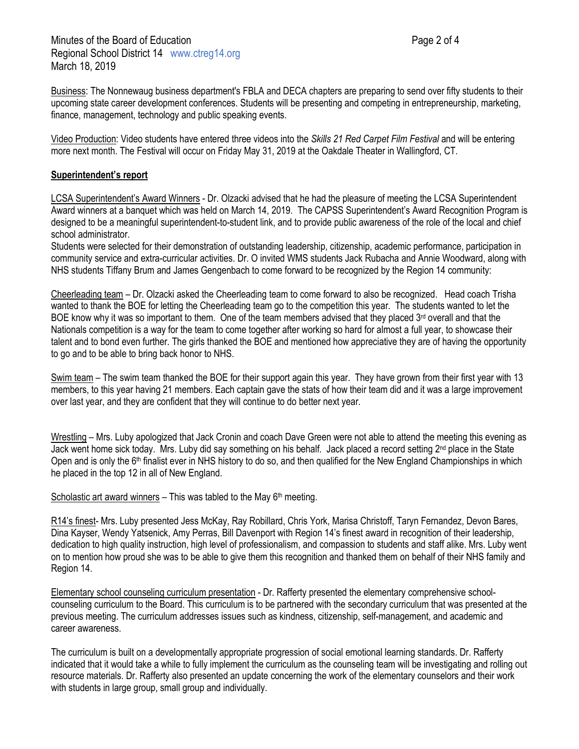Business: The Nonnewaug business department's FBLA and DECA chapters are preparing to send over fifty students to their upcoming state career development conferences. Students will be presenting and competing in entrepreneurship, marketing, finance, management, technology and public speaking events.

Video Production: Video students have entered three videos into the *Skills 21 Red Carpet Film Festival* and will be entering more next month. The Festival will occur on Friday May 31, 2019 at the Oakdale Theater in Wallingford, CT.

**Superintendent's report**

LCSA Superintendent's Award Winners - Dr. Olzacki advised that he had the pleasure of meeting the LCSA Superintendent Award winners at a banquet which was held on March 14, 2019. The CAPSS Superintendent's Award Recognition Program is designed to be a meaningful superintendent-to-student link, and to provide public awareness of the role of the local and chief school administrator.

Students were selected for their demonstration of outstanding leadership, citizenship, academic performance, participation in community service and extra-curricular activities. Dr. O invited WMS students Jack Rubacha and Annie Woodward, along with NHS students Tiffany Brum and James Gengenbach to come forward to be recognized by the Region 14 community:

Cheerleading team – Dr. Olzacki asked the Cheerleading team to come forward to also be recognized. Head coach Trisha wanted to thank the BOE for letting the Cheerleading team go to the competition this year. The students wanted to let the BOE know why it was so important to them. One of the team members advised that they placed 3rd overall and that the Nationals competition is a way for the team to come together after working so hard for almost a full year, to showcase their talent and to bond even further. The girls thanked the BOE and mentioned how appreciative they are of having the opportunity to go and to be able to bring back honor to NHS.

Swim team – The swim team thanked the BOE for their support again this year. They have grown from their first year with 13 members, to this year having 21 members. Each captain gave the stats of how their team did and it was a large improvement over last year, and they are confident that they will continue to do better next year.

Wrestling – Mrs. Luby apologized that Jack Cronin and coach Dave Green were not able to attend the meeting this evening as Jack went home sick today. Mrs. Luby did say something on his behalf. Jack placed a record setting 2nd place in the State Open and is only the 6th finalist ever in NHS history to do so, and then qualified for the New England Championships in which he placed in the top 12 in all of New England.

Scholastic art award winners – This was tabled to the May 6th meeting.

R14's finest- Mrs. Luby presented Jess McKay, Ray Robillard, Chris York, Marisa Christoff, Taryn Fernandez, Devon Bares, Dina Kayser, Wendy Yatsenick, Amy Perras, Bill Davenport with Region 14's finest award in recognition of their leadership, dedication to high quality instruction, high level of professionalism, and compassion to students and staff alike. Mrs. Luby went on to mention how proud she was to be able to give them this recognition and thanked them on behalf of their NHS family and Region 14.

Elementary school counseling curriculum presentation - Dr. Rafferty presented the elementary comprehensive school-counseling curriculum to the Board. This curriculum is to be partnered with the secondary curriculum that was presented at the previous meeting. The curriculum addresses issues such as kindness, citizenship, self-management, and academic and career awareness.

The curriculum is built on a developmentally appropriate progression of social emotional learning standards. Dr. Rafferty indicated that it would take a while to fully implement the curriculum as the counseling team will be investigating and rolling out resource materials. Dr. Rafferty also presented an update concerning the work of the elementary counselors and their work with students in large group, small group and individually.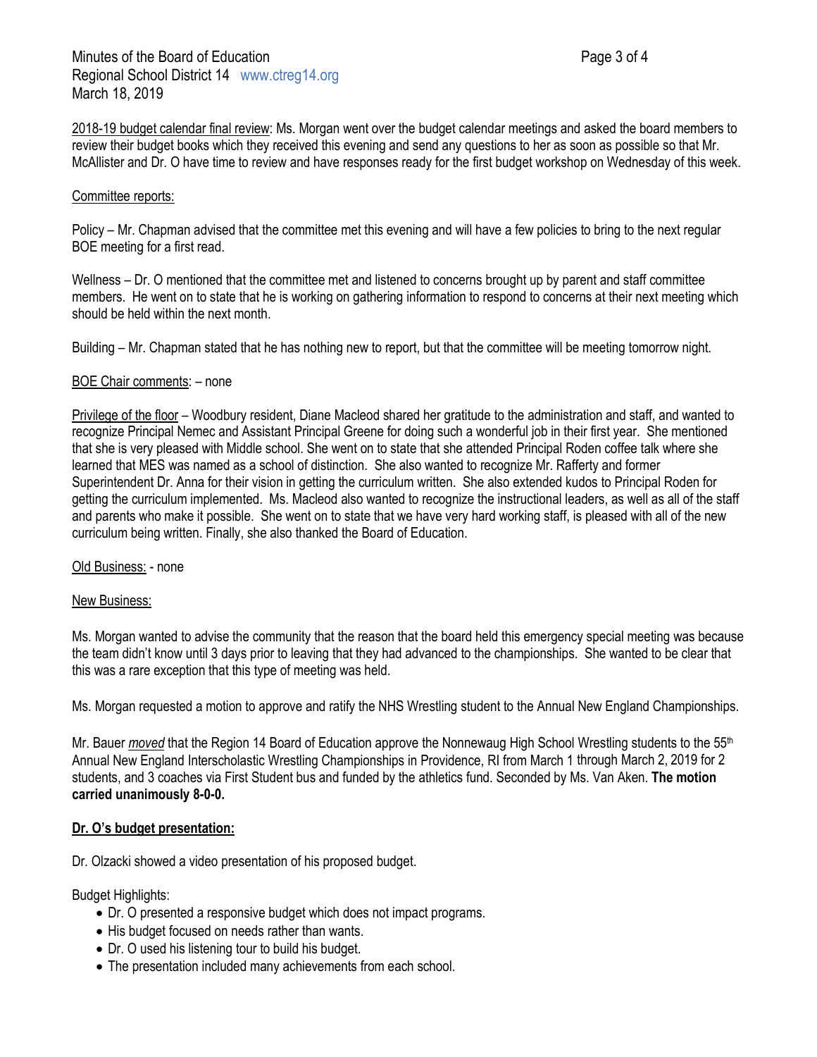2018-19 budget calendar final review: Ms. Morgan went over the budget calendar meetings and asked the board members to review their budget books which they received this evening and send any questions to her as soon as possible so that Mr. McAllister and Dr. O have time to review and have responses ready for the first budget workshop on Wednesday of this week.

Committee reports:

Policy – Mr. Chapman advised that the committee met this evening and will have a few policies to bring to the next regular BOE meeting for a first read.

Wellness – Dr. O mentioned that the committee met and listened to concerns brought up by parent and staff committee members. He went on to state that he is working on gathering information to respond to concerns at their next meeting which should be held within the next month.

Building – Mr. Chapman stated that he has nothing new to report, but that the committee will be meeting tomorrow night.

BOE Chair comments: – none

Privilege of the floor – Woodbury resident, Diane Macleod shared her gratitude to the administration and staff, and wanted to recognize Principal Nemec and Assistant Principal Greene for doing such a wonderful job in their first year. She mentioned that she is very pleased with Middle school. She went on to state that she attended Principal Roden coffee talk where she learned that MES was named as a school of distinction. She also wanted to recognize Mr. Rafferty and former Superintendent Dr. Anna for their vision in getting the curriculum written. She also extended kudos to Principal Roden for getting the curriculum implemented. Ms. Macleod also wanted to recognize the instructional leaders, as well as all of the staff and parents who make it possible. She went on to state that we have very hard working staff, is pleased with all of the new curriculum being written. Finally, she also thanked the Board of Education.

Old Business: - none

New Business:

Ms. Morgan wanted to advise the community that the reason that the board held this emergency special meeting was because the team didn't know until 3 days prior to leaving that they had advanced to the championships. She wanted to be clear that this was a rare exception that this type of meeting was held.

Ms. Morgan requested a motion to approve and ratify the NHS Wrestling student to the Annual New England Championships.

Mr. Bauer *moved* that the Region 14 Board of Education approve the Nonnewaug High School Wrestling students to the 55th Annual New England Interscholastic Wrestling Championships in Providence, RI from March 1 through March 2, 2019 for 2 students, and 3 coaches via First Student bus and funded by the athletics fund. Seconded by Ms. Van Aken. **The motion carried unanimously 8-0-0.**

**Dr. O's budget presentation:**

Dr. Olzacki showed a video presentation of his proposed budget.

Budget Highlights:

- Dr. O presented a responsive budget which does not impact programs.
- His budget focused on needs rather than wants.
- Dr. O used his listening tour to build his budget.
- The presentation included many achievements from each school.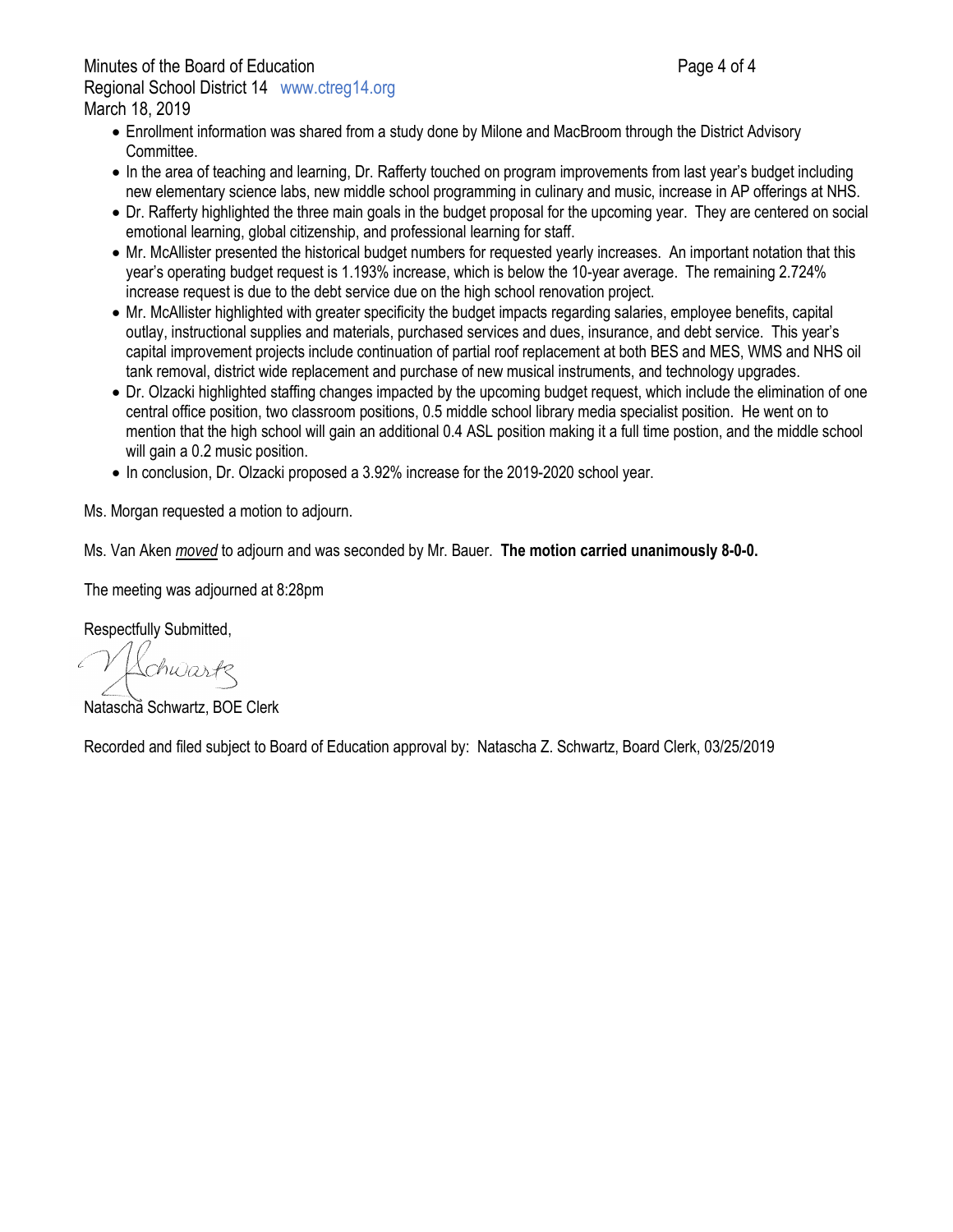- Enrollment information was shared from a study done by Milone and MacBroom through the District Advisory Committee.
- In the area of teaching and learning, Dr. Rafferty touched on program improvements from last year's budget including new elementary science labs, new middle school programming in culinary and music, increase in AP offerings at NHS.
- Dr. Rafferty highlighted the three main goals in the budget proposal for the upcoming year. They are centered on social emotional learning, global citizenship, and professional learning for staff.
- Mr. McAllister presented the historical budget numbers for requested yearly increases. An important notation that this year's operating budget request is 1.193% increase, which is below the 10-year average. The remaining 2.724% increase request is due to the debt service due on the high school renovation project.
- Mr. McAllister highlighted with greater specificity the budget impacts regarding salaries, employee benefits, capital outlay, instructional supplies and materials, purchased services and dues, insurance, and debt service. This year's capital improvement projects include continuation of partial roof replacement at both BES and MES, WMS and NHS oil tank removal, district wide replacement and purchase of new musical instruments, and technology upgrades.
- Dr. Olzacki highlighted staffing changes impacted by the upcoming budget request, which include the elimination of one central office position, two classroom positions, 0.5 middle school library media specialist position. He went on to mention that the high school will gain an additional 0.4 ASL position making it a full time postion, and the middle school will gain a 0.2 music position.
- In conclusion, Dr. Olzacki proposed a 3.92% increase for the 2019-2020 school year.

Ms. Morgan requested a motion to adjourn.

Ms. Van Aken *moved* to adjourn and was seconded by Mr. Bauer. **The motion carried unanimously 8-0-0.**

The meeting was adjourned at 8:28pm

Respectfully Submitted,

Natascha Schwartz, BOE Clerk

Recorded and filed subject to Board of Education approval by: Natascha Z. Schwartz, Board Clerk, 03/25/2019